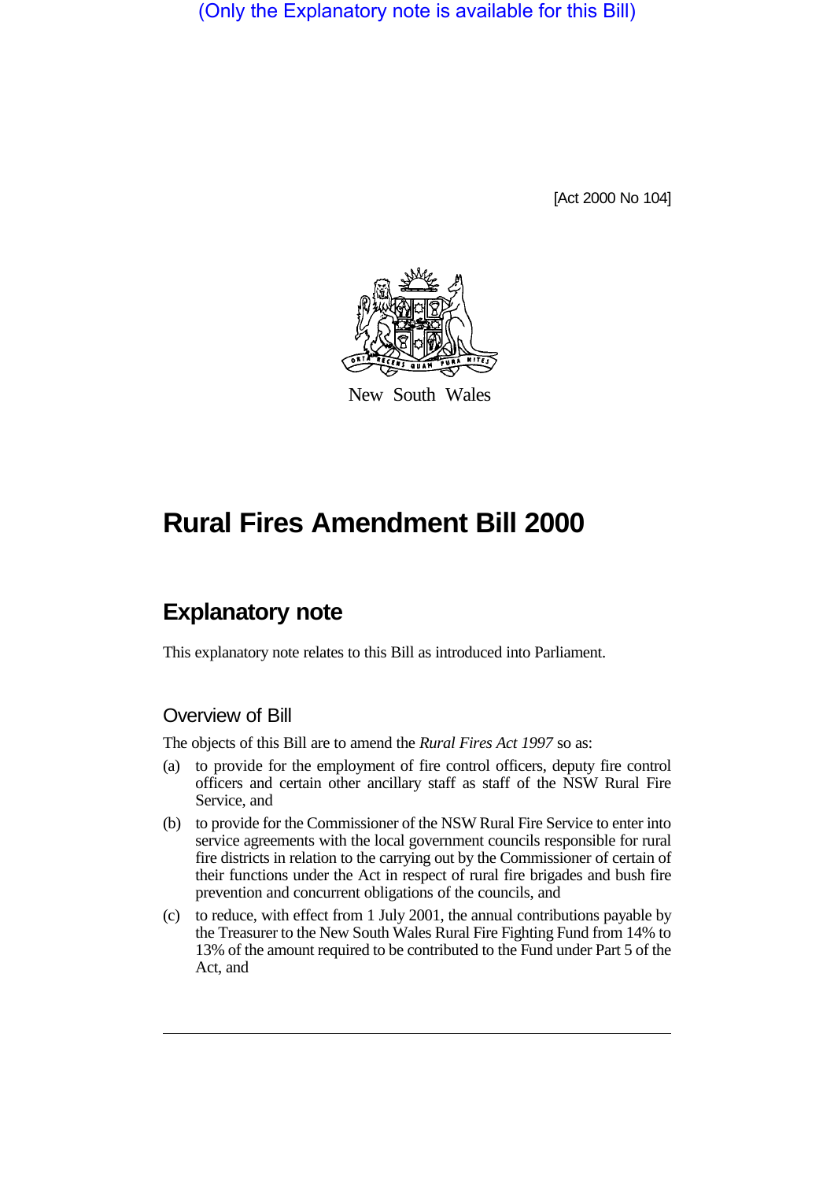(Only the Explanatory note is available for this Bill)

[Act 2000 No 104]

New South Wales

# Rural Fires Amendment Bill 2000

## Explanatory note

This explanatory note relates to this Bill as introduced into Parliament.

### Overview of Bill

The objects of this Bill are to amend the *Rural Fires Act 1997* so as:

(a) to provide for the employment of fire control officers, deputy fire control officers and certain other ancillary staff as staff of the NSW Rural Fire Service, and

(b) to provide for the Commissioner of the NSW Rural Fire Service to enter into service agreements with the local government councils responsible for rural fire districts in relation to the carrying out by the Commissioner of certain of their functions under the Act in respect of rural fire brigades and bush fire prevention and concurrent obligations of the councils, and

(c) to reduce, with effect from 1 July 2001, the annual contributions payable by the Treasurer to the New South Wales Rural Fire Fighting Fund from 14% to 13% of the amount required to be contributed to the Fund under Part 5 of the Act, and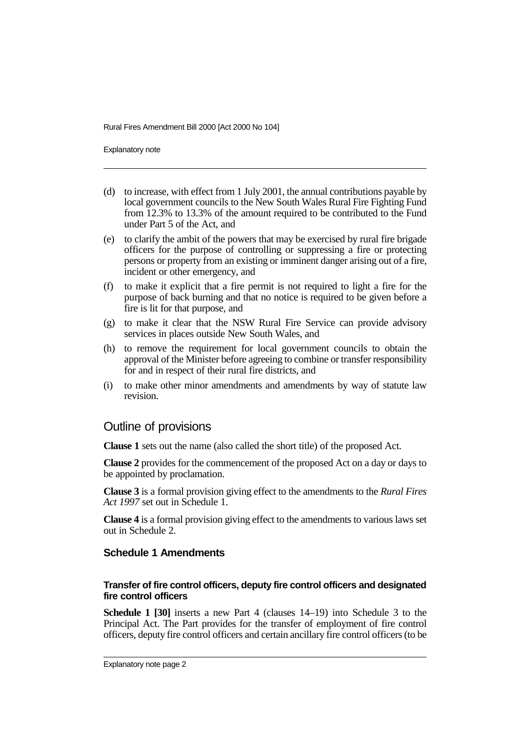(d) to increase, with effect from 1 July 2001, the annual contributions payable by local government councils to the New South Wales Rural Fire Fighting Fund from 12.3% to 13.3% of the amount required to be contributed to the Fund under Part 5 of the Act, and

(e) to clarify the ambit of the powers that may be exercised by rural fire brigade officers for the purpose of controlling or suppressing a fire or protecting persons or property from an existing or imminent danger arising out of a fire, incident or other emergency, and

(f) to make it explicit that a fire permit is not required to light a fire for the purpose of back burning and that no notice is required to be given before a fire is lit for that purpose, and

(g) to make it clear that the NSW Rural Fire Service can provide advisory services in places outside New South Wales, and

(h) to remove the requirement for local government councils to obtain the approval of the Minister before agreeing to combine or transfer responsibility for and in respect of their rural fire districts, and

(i) to make other minor amendments and amendments by way of statute law revision.

## Outline of provisions

**Clause 1** sets out the name (also called the short title) of the proposed Act.

**Clause 2** provides for the commencement of the proposed Act on a day or days to be appointed by proclamation.

**Clause 3** is a formal provision giving effect to the amendments to the *Rural Fires Act 1997* set out in Schedule 1.

**Clause 4** is a formal provision giving effect to the amendments to various laws set out in Schedule 2.

### Schedule 1 Amendments

#### Transfer of fire control officers, deputy fire control officers and designated fire control officers

**Schedule 1 [30]** inserts a new Part 4 (clauses 14–19) into Schedule 3 to the Principal Act. The Part provides for the transfer of employment of fire control officers, deputy fire control officers and certain ancillary fire control officers (to be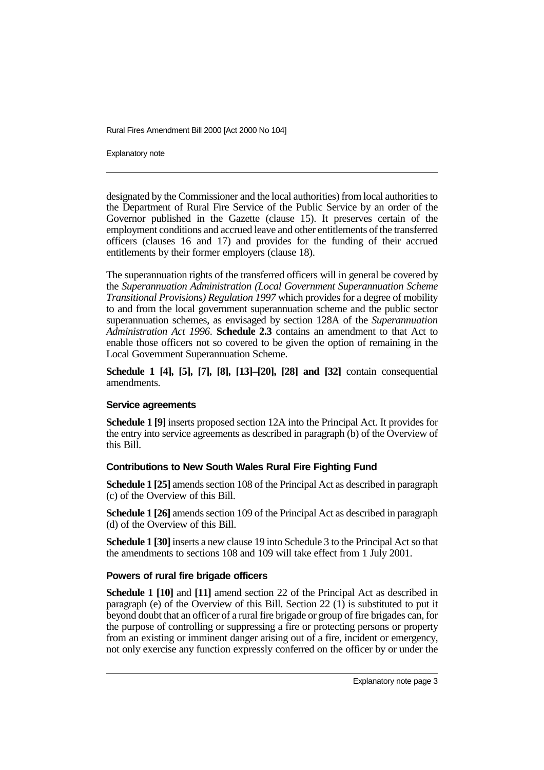designated by the Commissioner and the local authorities) from local authorities to the Department of Rural Fire Service of the Public Service by an order of the Governor published in the Gazette (clause 15). It preserves certain of the employment conditions and accrued leave and other entitlements of the transferred officers (clauses 16 and 17) and provides for the funding of their accrued entitlements by their former employers (clause 18).

The superannuation rights of the transferred officers will in general be covered by the *Superannuation Administration (Local Government Superannuation Scheme Transitional Provisions) Regulation 1997* which provides for a degree of mobility to and from the local government superannuation scheme and the public sector superannuation schemes, as envisaged by section 128A of the *Superannuation Administration Act 1996*. **Schedule 2.3** contains an amendment to that Act to enable those officers not so covered to be given the option of remaining in the Local Government Superannuation Scheme.

**Schedule 1 [4], [5], [7], [8], [13]–[20], [28] and [32]** contain consequential amendments.

### Service agreements

**Schedule 1 [9]** inserts proposed section 12A into the Principal Act. It provides for the entry into service agreements as described in paragraph (b) of the Overview of this Bill.

### Contributions to New South Wales Rural Fire Fighting Fund

**Schedule 1 [25]** amends section 108 of the Principal Act as described in paragraph (c) of the Overview of this Bill.

**Schedule 1 [26]** amends section 109 of the Principal Act as described in paragraph (d) of the Overview of this Bill.

**Schedule 1 [30]** inserts a new clause 19 into Schedule 3 to the Principal Act so that the amendments to sections 108 and 109 will take effect from 1 July 2001.

### Powers of rural fire brigade officers

**Schedule 1 [10]** and **[11]** amend section 22 of the Principal Act as described in paragraph (e) of the Overview of this Bill. Section 22 (1) is substituted to put it beyond doubt that an officer of a rural fire brigade or group of fire brigades can, for the purpose of controlling or suppressing a fire or protecting persons or property from an existing or imminent danger arising out of a fire, incident or emergency, not only exercise any function expressly conferred on the officer by or under the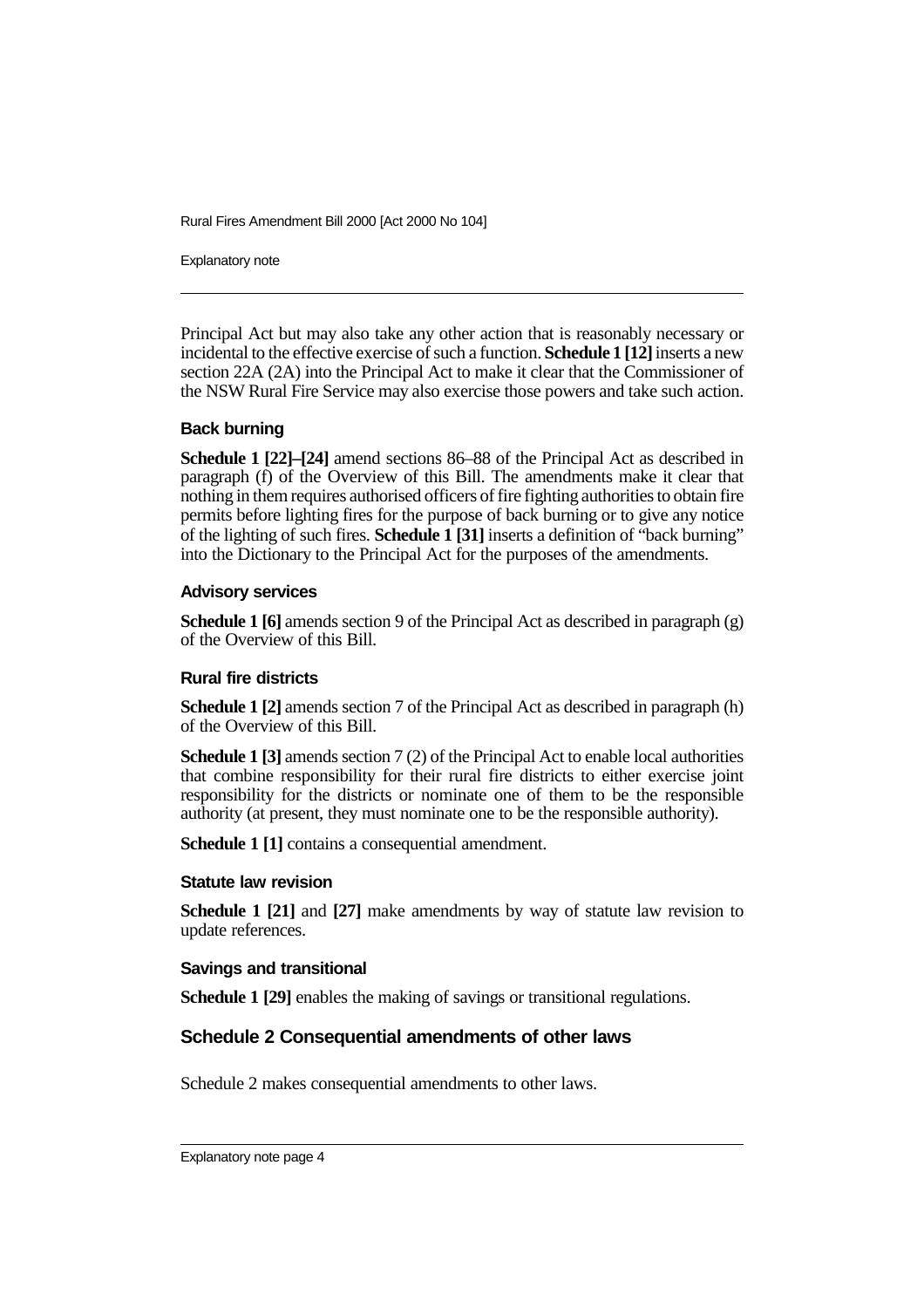Principal Act but may also take any other action that is reasonably necessary or incidental to the effective exercise of such a function. **Schedule 1 [12]** inserts a new section 22A (2A) into the Principal Act to make it clear that the Commissioner of the NSW Rural Fire Service may also exercise those powers and take such action.

### Back burning

**Schedule 1 [22]–[24]** amend sections 86–88 of the Principal Act as described in paragraph (f) of the Overview of this Bill. The amendments make it clear that nothing in them requires authorised officers of fire fighting authorities to obtain fire permits before lighting fires for the purpose of back burning or to give any notice of the lighting of such fires. **Schedule 1 [31]** inserts a definition of "back burning" into the Dictionary to the Principal Act for the purposes of the amendments.

### Advisory services

**Schedule 1 [6]** amends section 9 of the Principal Act as described in paragraph (g) of the Overview of this Bill.

### Rural fire districts

**Schedule 1 [2]** amends section 7 of the Principal Act as described in paragraph (h) of the Overview of this Bill.

**Schedule 1 [3]** amends section 7 (2) of the Principal Act to enable local authorities that combine responsibility for their rural fire districts to either exercise joint responsibility for the districts or nominate one of them to be the responsible authority (at present, they must nominate one to be the responsible authority).

**Schedule 1 [1]** contains a consequential amendment.

### Statute law revision

**Schedule 1 [21]** and **[27]** make amendments by way of statute law revision to update references.

### Savings and transitional

**Schedule 1 [29]** enables the making of savings or transitional regulations.

## Schedule 2 Consequential amendments of other laws

Schedule 2 makes consequential amendments to other laws.